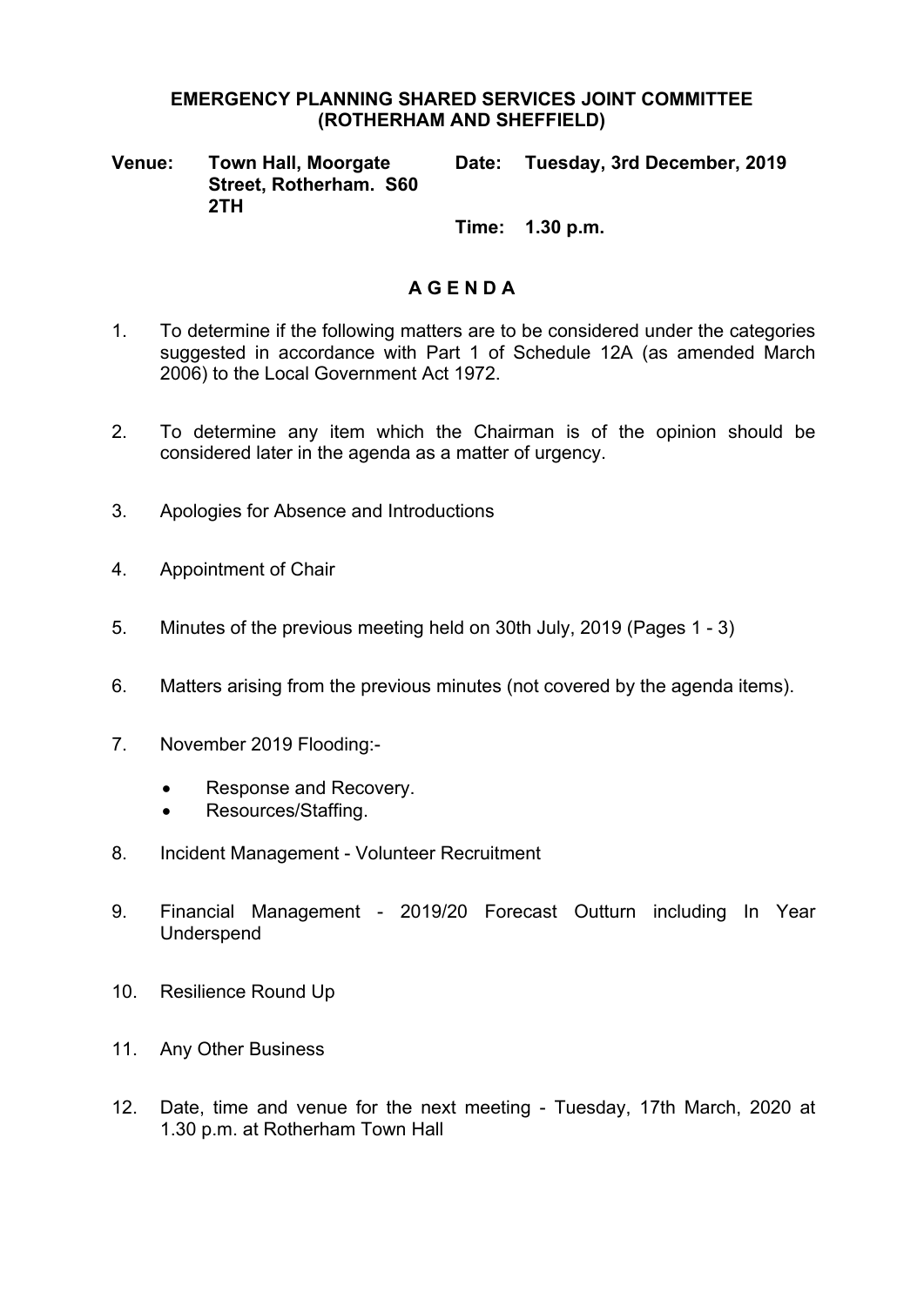**EMERGENCY PLANNING SHARED SERVICES JOINT COMMITTEE (ROTHERHAM AND SHEFFIELD)**

**Venue:** **Town Hall, Moorgate Street, Rotherham. S60 2TH**

**Date:** **Tuesday, 3rd December, 2019**

**Time:** **1.30 p.m.**

# A G E N D A

1. To determine if the following matters are to be considered under the categories suggested in accordance with Part 1 of Schedule 12A (as amended March 2006) to the Local Government Act 1972.

2. To determine any item which the Chairman is of the opinion should be considered later in the agenda as a matter of urgency.

3. Apologies for Absence and Introductions

4. Appointment of Chair

5. Minutes of the previous meeting held on 30th July, 2019 (Pages 1 - 3)

6. Matters arising from the previous minutes (not covered by the agenda items).

7. November 2019 Flooding:-
   - Response and Recovery.
   - Resources/Staffing.

8. Incident Management - Volunteer Recruitment

9. Financial Management - 2019/20 Forecast Outturn including In Year Underspend

10. Resilience Round Up

11. Any Other Business

12. Date, time and venue for the next meeting - Tuesday, 17th March, 2020 at 1.30 p.m. at Rotherham Town Hall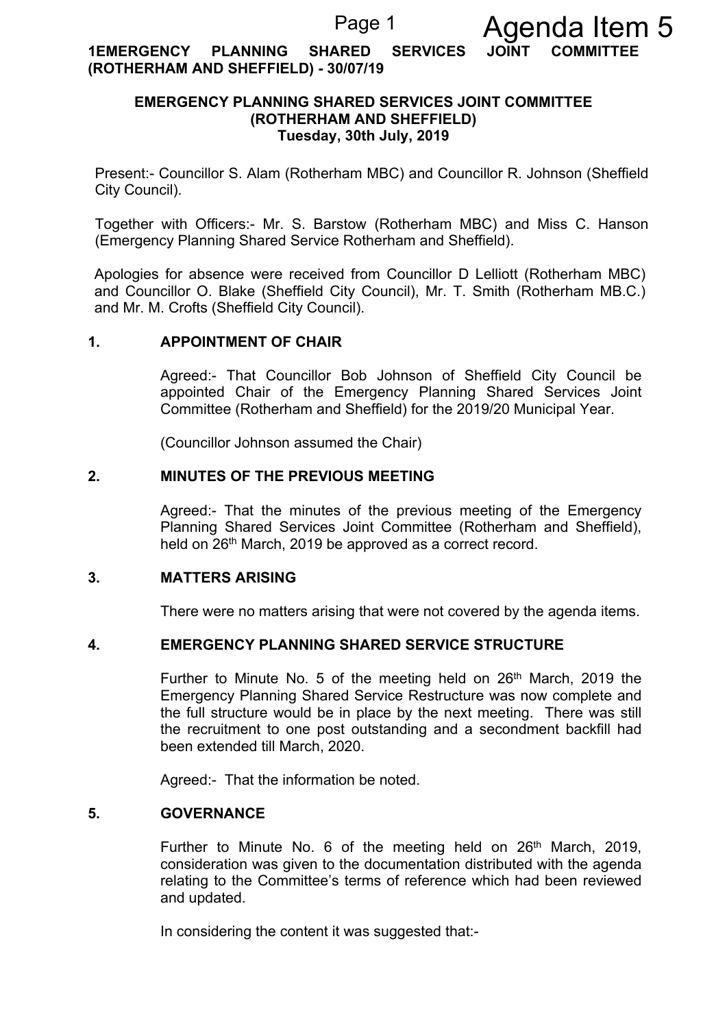**1EMERGENCY PLANNING SHARED SERVICES JOINT COMMITTEE (ROTHERHAM AND SHEFFIELD) - 30/07/19**

## EMERGENCY PLANNING SHARED SERVICES JOINT COMMITTEE (ROTHERHAM AND SHEFFIELD)
**Tuesday, 30th July, 2019**

Present:- Councillor S. Alam (Rotherham MBC) and Councillor R. Johnson (Sheffield City Council).

Together with Officers:- Mr. S. Barstow (Rotherham MBC) and Miss C. Hanson (Emergency Planning Shared Service Rotherham and Sheffield).

Apologies for absence were received from Councillor D Lelliott (Rotherham MBC) and Councillor O. Blake (Sheffield City Council), Mr. T. Smith (Rotherham MB.C.) and Mr. M. Crofts (Sheffield City Council).

### 1. APPOINTMENT OF CHAIR

Agreed:- That Councillor Bob Johnson of Sheffield City Council be appointed Chair of the Emergency Planning Shared Services Joint Committee (Rotherham and Sheffield) for the 2019/20 Municipal Year.

(Councillor Johnson assumed the Chair)

### 2. MINUTES OF THE PREVIOUS MEETING

Agreed:- That the minutes of the previous meeting of the Emergency Planning Shared Services Joint Committee (Rotherham and Sheffield), held on 26th March, 2019 be approved as a correct record.

### 3. MATTERS ARISING

There were no matters arising that were not covered by the agenda items.

### 4. EMERGENCY PLANNING SHARED SERVICE STRUCTURE

Further to Minute No. 5 of the meeting held on 26th March, 2019 the Emergency Planning Shared Service Restructure was now complete and the full structure would be in place by the next meeting. There was still the recruitment to one post outstanding and a secondment backfill had been extended till March, 2020.

Agreed:- That the information be noted.

### 5. GOVERNANCE

Further to Minute No. 6 of the meeting held on 26th March, 2019, consideration was given to the documentation distributed with the agenda relating to the Committee's terms of reference which had been reviewed and updated.

In considering the content it was suggested that:-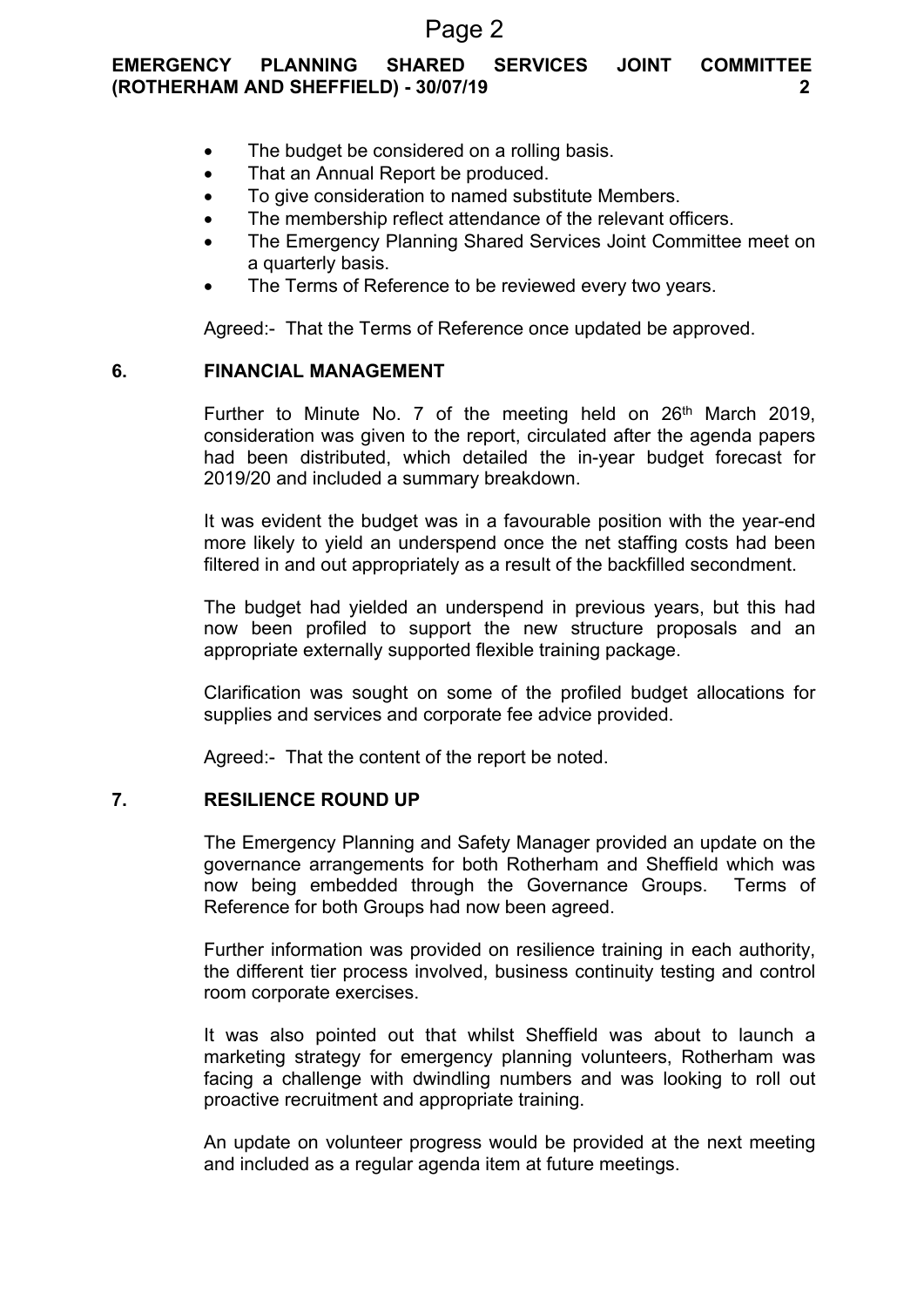- The budget be considered on a rolling basis.
- That an Annual Report be produced.
- To give consideration to named substitute Members.
- The membership reflect attendance of the relevant officers.
- The Emergency Planning Shared Services Joint Committee meet on a quarterly basis.
- The Terms of Reference to be reviewed every two years.

Agreed:- That the Terms of Reference once updated be approved.

## 6. FINANCIAL MANAGEMENT

Further to Minute No. 7 of the meeting held on 26th March 2019, consideration was given to the report, circulated after the agenda papers had been distributed, which detailed the in-year budget forecast for 2019/20 and included a summary breakdown.

It was evident the budget was in a favourable position with the year-end more likely to yield an underspend once the net staffing costs had been filtered in and out appropriately as a result of the backfilled secondment.

The budget had yielded an underspend in previous years, but this had now been profiled to support the new structure proposals and an appropriate externally supported flexible training package.

Clarification was sought on some of the profiled budget allocations for supplies and services and corporate fee advice provided.

Agreed:- That the content of the report be noted.

## 7. RESILIENCE ROUND UP

The Emergency Planning and Safety Manager provided an update on the governance arrangements for both Rotherham and Sheffield which was now being embedded through the Governance Groups. Terms of Reference for both Groups had now been agreed.

Further information was provided on resilience training in each authority, the different tier process involved, business continuity testing and control room corporate exercises.

It was also pointed out that whilst Sheffield was about to launch a marketing strategy for emergency planning volunteers, Rotherham was facing a challenge with dwindling numbers and was looking to roll out proactive recruitment and appropriate training.

An update on volunteer progress would be provided at the next meeting and included as a regular agenda item at future meetings.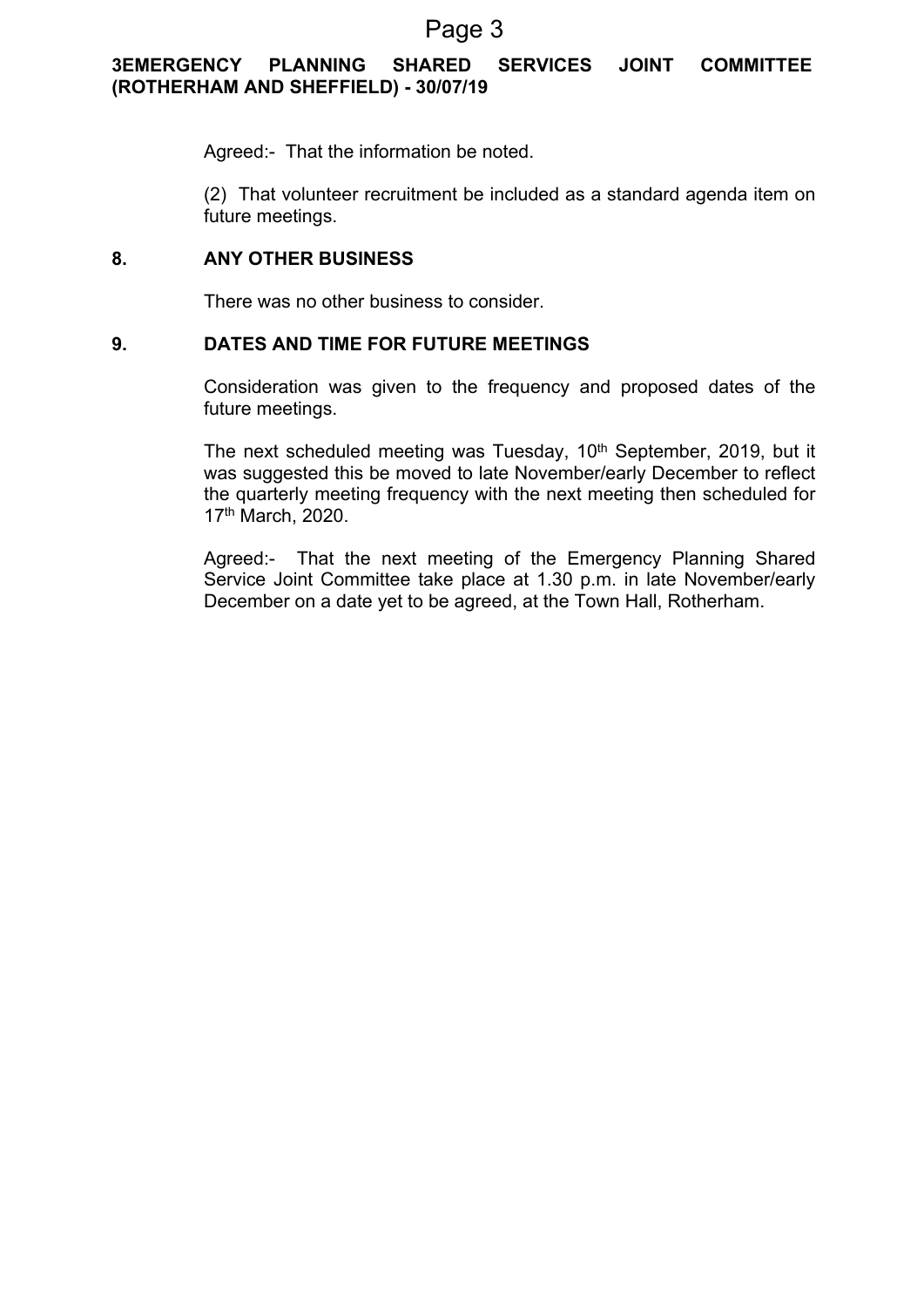Agreed:- That the information be noted.

(2) That volunteer recruitment be included as a standard agenda item on future meetings.

**8. ANY OTHER BUSINESS**

There was no other business to consider.

**9. DATES AND TIME FOR FUTURE MEETINGS**

Consideration was given to the frequency and proposed dates of the future meetings.

The next scheduled meeting was Tuesday, 10th September, 2019, but it was suggested this be moved to late November/early December to reflect the quarterly meeting frequency with the next meeting then scheduled for 17th March, 2020.

Agreed:- That the next meeting of the Emergency Planning Shared Service Joint Committee take place at 1.30 p.m. in late November/early December on a date yet to be agreed, at the Town Hall, Rotherham.